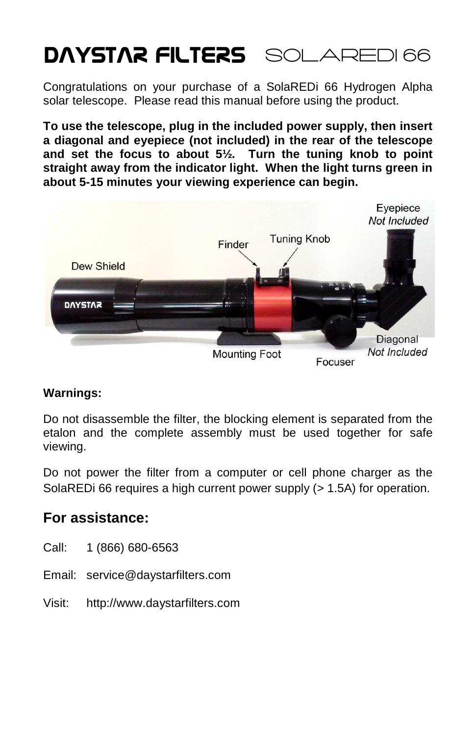# DAYSTAR FILTERS SOLAREDI 66

Congratulations on your purchase of a SolaREDi 66 Hydrogen Alpha solar telescope. Please read this manual before using the product.

**To use the telescope, plug in the included power supply, then insert a diagonal and eyepiece (not included) in the rear of the telescope and set the focus to about 5½. Turn the tuning knob to point straight away from the indicator light. When the light turns green in about 5-15 minutes your viewing experience can begin.**

Dew Shield

Finder

Tuning Knob

Eyepiece *Not Included*

Mounting Foot

Focuser

Diagonal *Not Included*

**Warnings:**

Do not disassemble the filter, the blocking element is separated from the etalon and the complete assembly must be used together for safe viewing.

Do not power the filter from a computer or cell phone charger as the SolaREDi 66 requires a high current power supply (> 1.5A) for operation.

## For assistance:

Call: 1 (866) 680-6563

Email: service@daystarfilters.com

Visit: http://www.daystarfilters.com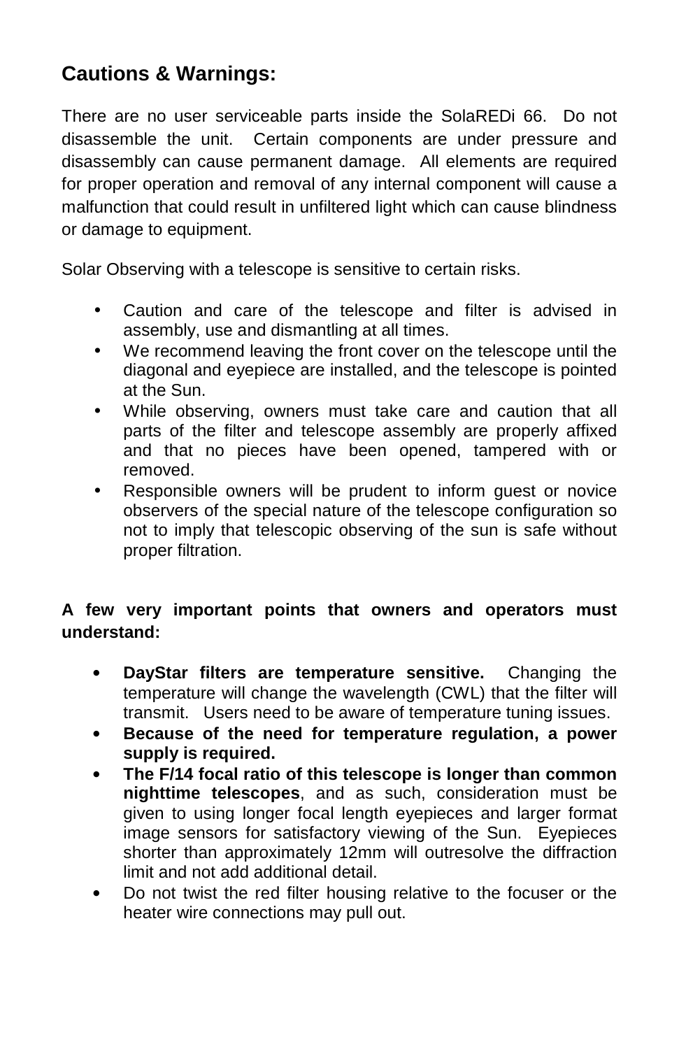## Cautions & Warnings:

There are no user serviceable parts inside the SolaREDi 66. Do not disassemble the unit. Certain components are under pressure and disassembly can cause permanent damage. All elements are required for proper operation and removal of any internal component will cause a malfunction that could result in unfiltered light which can cause blindness or damage to equipment.

Solar Observing with a telescope is sensitive to certain risks.

- Caution and care of the telescope and filter is advised in assembly, use and dismantling at all times.
- We recommend leaving the front cover on the telescope until the diagonal and eyepiece are installed, and the telescope is pointed at the Sun.
- While observing, owners must take care and caution that all parts of the filter and telescope assembly are properly affixed and that no pieces have been opened, tampered with or removed.
- Responsible owners will be prudent to inform guest or novice observers of the special nature of the telescope configuration so not to imply that telescopic observing of the sun is safe without proper filtration.

**A few very important points that owners and operators must understand:**

- **DayStar filters are temperature sensitive.** Changing the temperature will change the wavelength (CWL) that the filter will transmit. Users need to be aware of temperature tuning issues.
- **Because of the need for temperature regulation, a power supply is required.**
- **The F/14 focal ratio of this telescope is longer than common nighttime telescopes**, and as such, consideration must be given to using longer focal length eyepieces and larger format image sensors for satisfactory viewing of the Sun. Eyepieces shorter than approximately 12mm will outresolve the diffraction limit and not add additional detail.
- Do not twist the red filter housing relative to the focuser or the heater wire connections may pull out.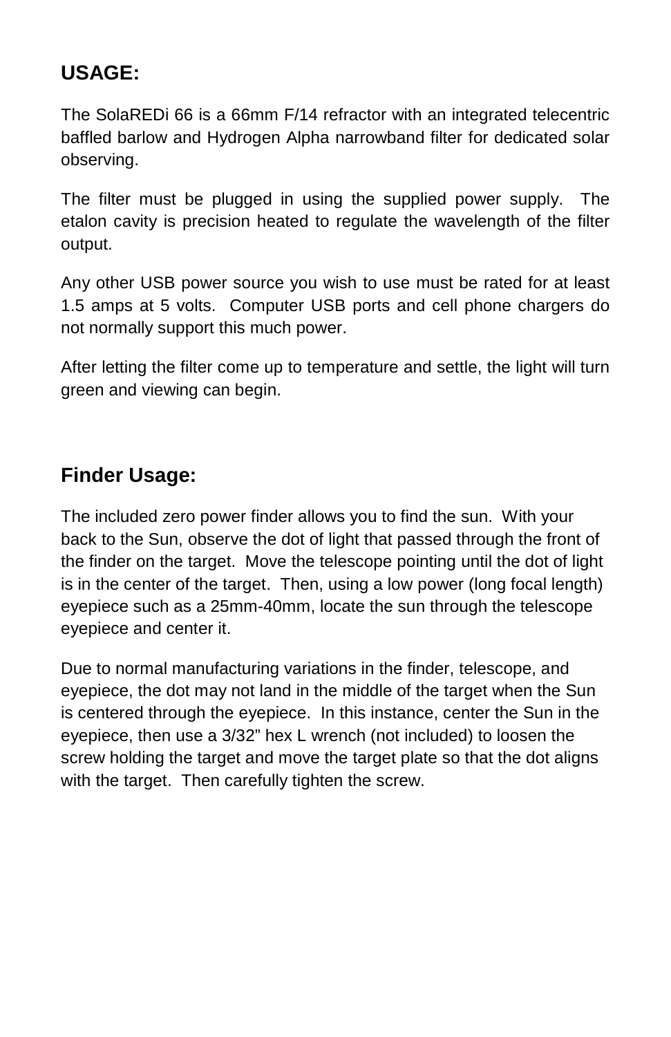## USAGE:

The SolaREDi 66 is a 66mm F/14 refractor with an integrated telecentric baffled barlow and Hydrogen Alpha narrowband filter for dedicated solar observing.

The filter must be plugged in using the supplied power supply. The etalon cavity is precision heated to regulate the wavelength of the filter output.

Any other USB power source you wish to use must be rated for at least 1.5 amps at 5 volts. Computer USB ports and cell phone chargers do not normally support this much power.

After letting the filter come up to temperature and settle, the light will turn green and viewing can begin.

## Finder Usage:

The included zero power finder allows you to find the sun. With your back to the Sun, observe the dot of light that passed through the front of the finder on the target. Move the telescope pointing until the dot of light is in the center of the target. Then, using a low power (long focal length) eyepiece such as a 25mm-40mm, locate the sun through the telescope eyepiece and center it.

Due to normal manufacturing variations in the finder, telescope, and eyepiece, the dot may not land in the middle of the target when the Sun is centered through the eyepiece. In this instance, center the Sun in the eyepiece, then use a 3/32” hex L wrench (not included) to loosen the screw holding the target and move the target plate so that the dot aligns with the target. Then carefully tighten the screw.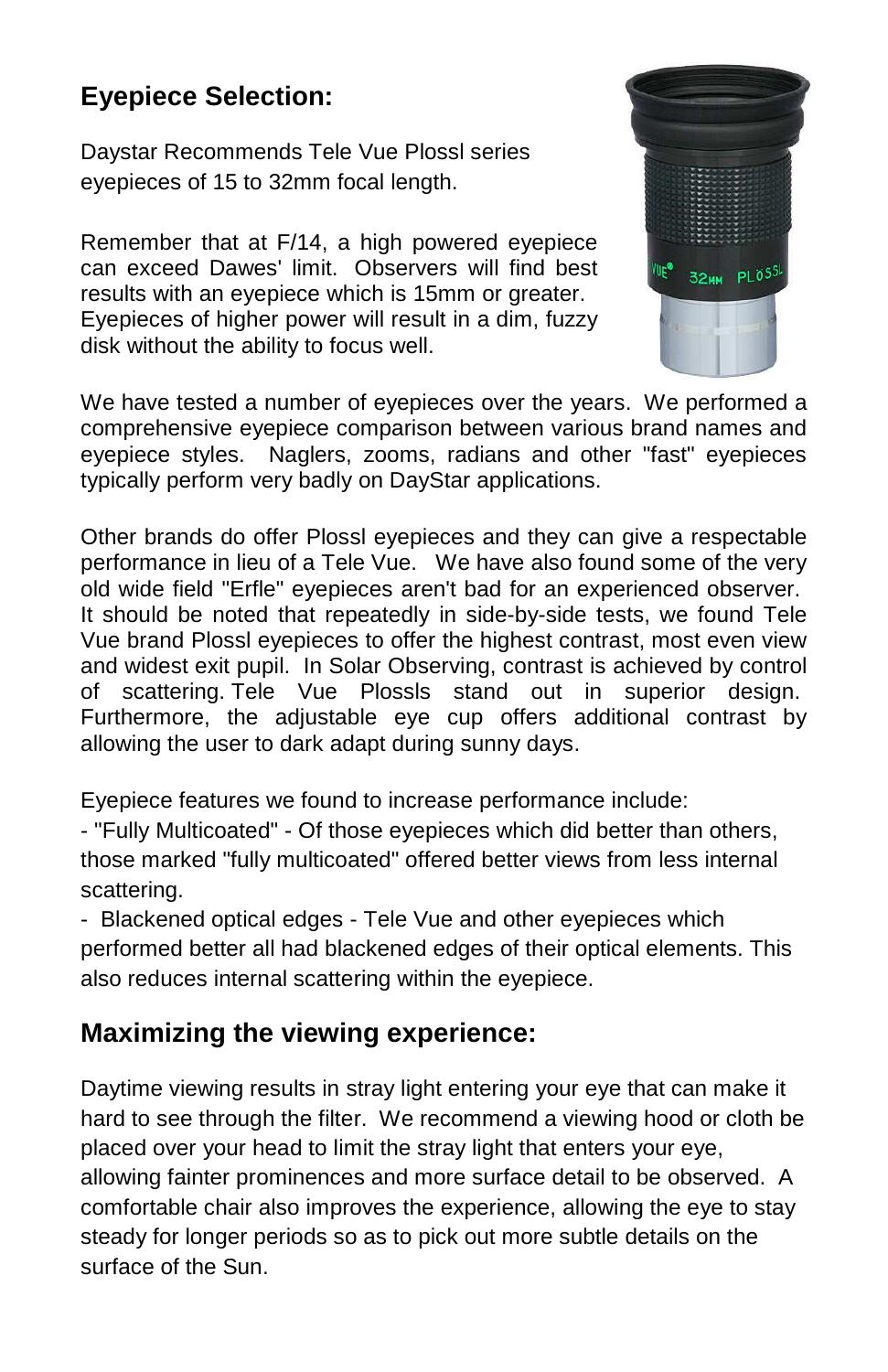## Eyepiece Selection:

Daystar Recommends Tele Vue Plossl series eyepieces of 15 to 32mm focal length.

Remember that at F/14, a high powered eyepiece can exceed Dawes' limit. Observers will find best results with an eyepiece which is 15mm or greater. Eyepieces of higher power will result in a dim, fuzzy disk without the ability to focus well.

We have tested a number of eyepieces over the years. We performed a comprehensive eyepiece comparison between various brand names and eyepiece styles. Naglers, zooms, radians and other "fast" eyepieces typically perform very badly on DayStar applications.

Other brands do offer Plossl eyepieces and they can give a respectable performance in lieu of a Tele Vue. We have also found some of the very old wide field "Erfle" eyepieces aren't bad for an experienced observer. It should be noted that repeatedly in side-by-side tests, we found Tele Vue brand Plossl eyepieces to offer the highest contrast, most even view and widest exit pupil. In Solar Observing, contrast is achieved by control of scattering. Tele Vue Plossls stand out in superior design. Furthermore, the adjustable eye cup offers additional contrast by allowing the user to dark adapt during sunny days.

Eyepiece features we found to increase performance include:

- "Fully Multicoated" - Of those eyepieces which did better than others, those marked "fully multicoated" offered better views from less internal scattering.
- Blackened optical edges - Tele Vue and other eyepieces which performed better all had blackened edges of their optical elements. This also reduces internal scattering within the eyepiece.

## Maximizing the viewing experience:

Daytime viewing results in stray light entering your eye that can make it hard to see through the filter. We recommend a viewing hood or cloth be placed over your head to limit the stray light that enters your eye, allowing fainter prominences and more surface detail to be observed. A comfortable chair also improves the experience, allowing the eye to stay steady for longer periods so as to pick out more subtle details on the surface of the Sun.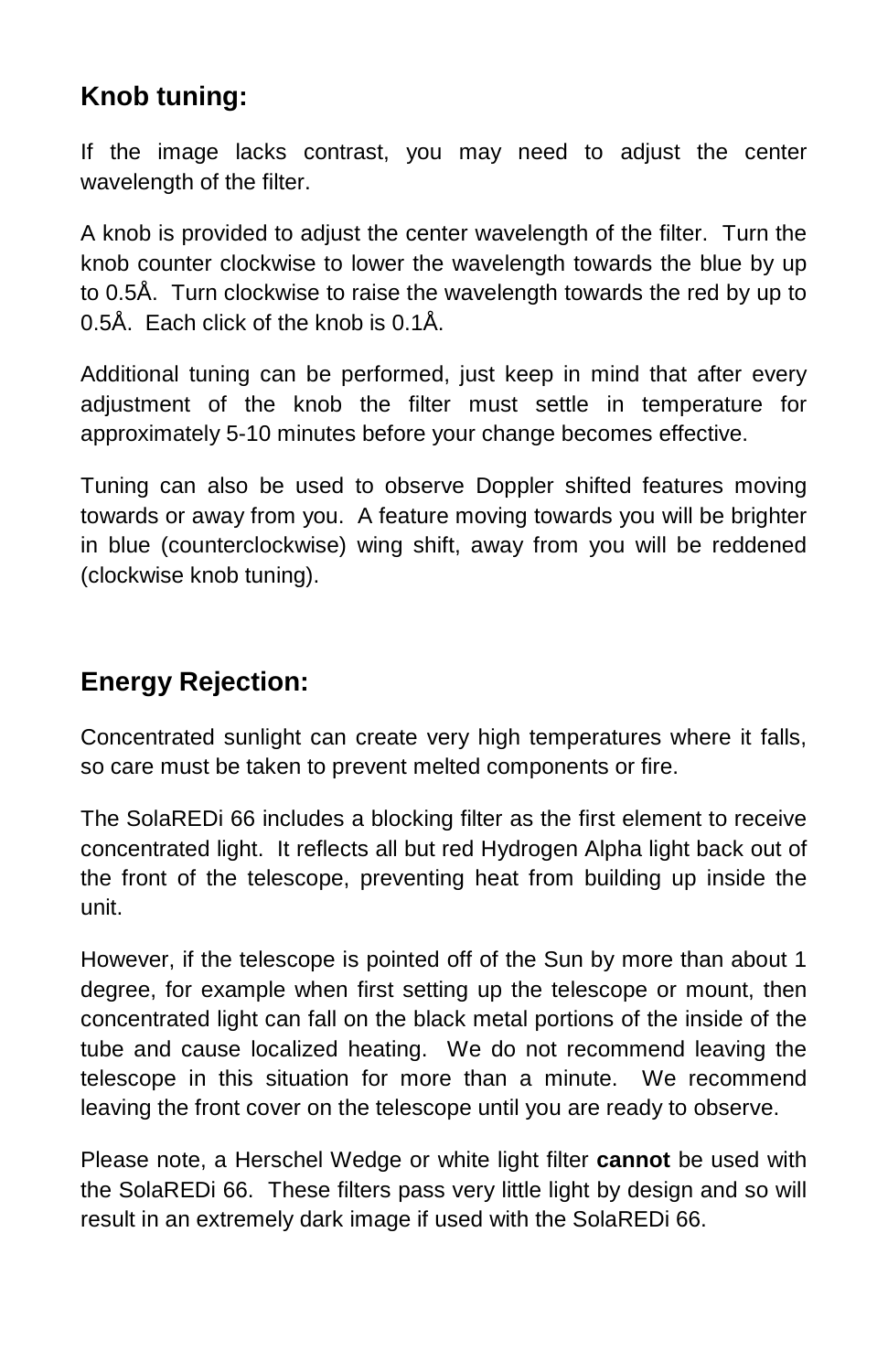## Knob tuning:

If the image lacks contrast, you may need to adjust the center wavelength of the filter.

A knob is provided to adjust the center wavelength of the filter. Turn the knob counter clockwise to lower the wavelength towards the blue by up to 0.5Å. Turn clockwise to raise the wavelength towards the red by up to 0.5Å. Each click of the knob is 0.1Å.

Additional tuning can be performed, just keep in mind that after every adjustment of the knob the filter must settle in temperature for approximately 5-10 minutes before your change becomes effective.

Tuning can also be used to observe Doppler shifted features moving towards or away from you. A feature moving towards you will be brighter in blue (counterclockwise) wing shift, away from you will be reddened (clockwise knob tuning).

## Energy Rejection:

Concentrated sunlight can create very high temperatures where it falls, so care must be taken to prevent melted components or fire.

The SolaREDi 66 includes a blocking filter as the first element to receive concentrated light. It reflects all but red Hydrogen Alpha light back out of the front of the telescope, preventing heat from building up inside the unit.

However, if the telescope is pointed off of the Sun by more than about 1 degree, for example when first setting up the telescope or mount, then concentrated light can fall on the black metal portions of the inside of the tube and cause localized heating. We do not recommend leaving the telescope in this situation for more than a minute. We recommend leaving the front cover on the telescope until you are ready to observe.

Please note, a Herschel Wedge or white light filter **cannot** be used with the SolaREDi 66. These filters pass very little light by design and so will result in an extremely dark image if used with the SolaREDi 66.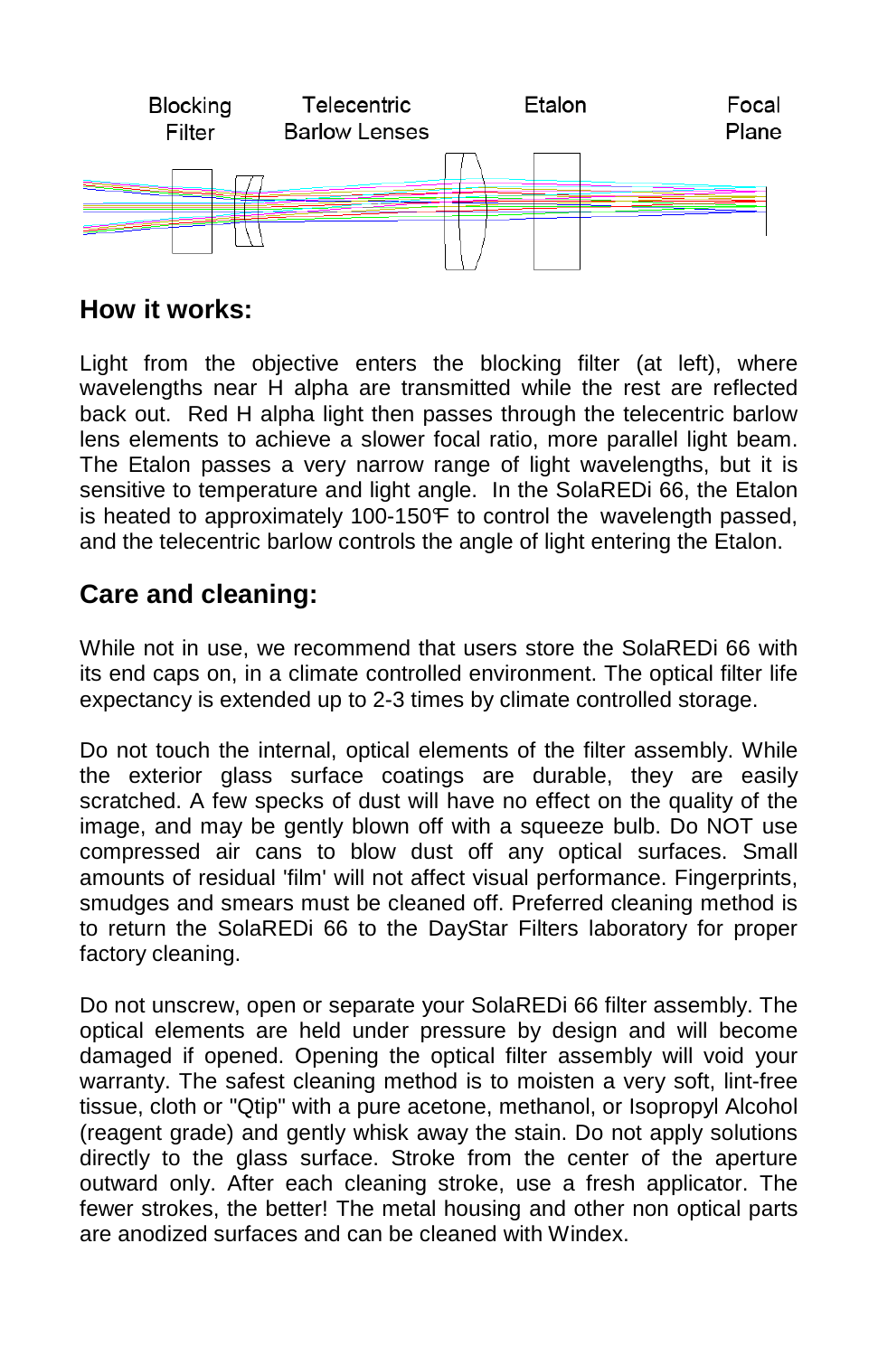Blocking Filter | Telecentric Barlow Lenses | Etalon | Focal Plane

## How it works:

Light from the objective enters the blocking filter (at left), where wavelengths near H alpha are transmitted while the rest are reflected back out. Red H alpha light then passes through the telecentric barlow lens elements to achieve a slower focal ratio, more parallel light beam. The Etalon passes a very narrow range of light wavelengths, but it is sensitive to temperature and light angle. In the SolaREDi 66, the Etalon is heated to approximately 100-150°F to control the wavelength passed, and the telecentric barlow controls the angle of light entering the Etalon.

## Care and cleaning:

While not in use, we recommend that users store the SolaREDi 66 with its end caps on, in a climate controlled environment. The optical filter life expectancy is extended up to 2-3 times by climate controlled storage.

Do not touch the internal, optical elements of the filter assembly. While the exterior glass surface coatings are durable, they are easily scratched. A few specks of dust will have no effect on the quality of the image, and may be gently blown off with a squeeze bulb. Do NOT use compressed air cans to blow dust off any optical surfaces. Small amounts of residual 'film' will not affect visual performance. Fingerprints, smudges and smears must be cleaned off. Preferred cleaning method is to return the SolaREDi 66 to the DayStar Filters laboratory for proper factory cleaning.

Do not unscrew, open or separate your SolaREDi 66 filter assembly. The optical elements are held under pressure by design and will become damaged if opened. Opening the optical filter assembly will void your warranty. The safest cleaning method is to moisten a very soft, lint-free tissue, cloth or "Qtip" with a pure acetone, methanol, or Isopropyl Alcohol (reagent grade) and gently whisk away the stain. Do not apply solutions directly to the glass surface. Stroke from the center of the aperture outward only. After each cleaning stroke, use a fresh applicator. The fewer strokes, the better! The metal housing and other non optical parts are anodized surfaces and can be cleaned with Windex.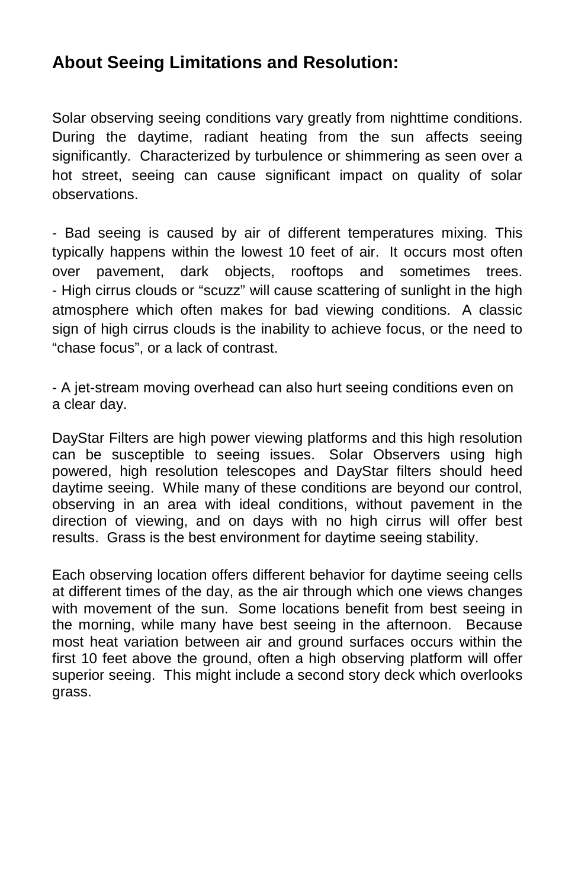## About Seeing Limitations and Resolution:

Solar observing seeing conditions vary greatly from nighttime conditions. During the daytime, radiant heating from the sun affects seeing significantly. Characterized by turbulence or shimmering as seen over a hot street, seeing can cause significant impact on quality of solar observations.

- Bad seeing is caused by air of different temperatures mixing. This typically happens within the lowest 10 feet of air. It occurs most often over pavement, dark objects, rooftops and sometimes trees.
- High cirrus clouds or “scuzz” will cause scattering of sunlight in the high atmosphere which often makes for bad viewing conditions. A classic sign of high cirrus clouds is the inability to achieve focus, or the need to “chase focus”, or a lack of contrast.

- A jet-stream moving overhead can also hurt seeing conditions even on a clear day.

DayStar Filters are high power viewing platforms and this high resolution can be susceptible to seeing issues. Solar Observers using high powered, high resolution telescopes and DayStar filters should heed daytime seeing. While many of these conditions are beyond our control, observing in an area with ideal conditions, without pavement in the direction of viewing, and on days with no high cirrus will offer best results. Grass is the best environment for daytime seeing stability.

Each observing location offers different behavior for daytime seeing cells at different times of the day, as the air through which one views changes with movement of the sun. Some locations benefit from best seeing in the morning, while many have best seeing in the afternoon. Because most heat variation between air and ground surfaces occurs within the first 10 feet above the ground, often a high observing platform will offer superior seeing. This might include a second story deck which overlooks grass.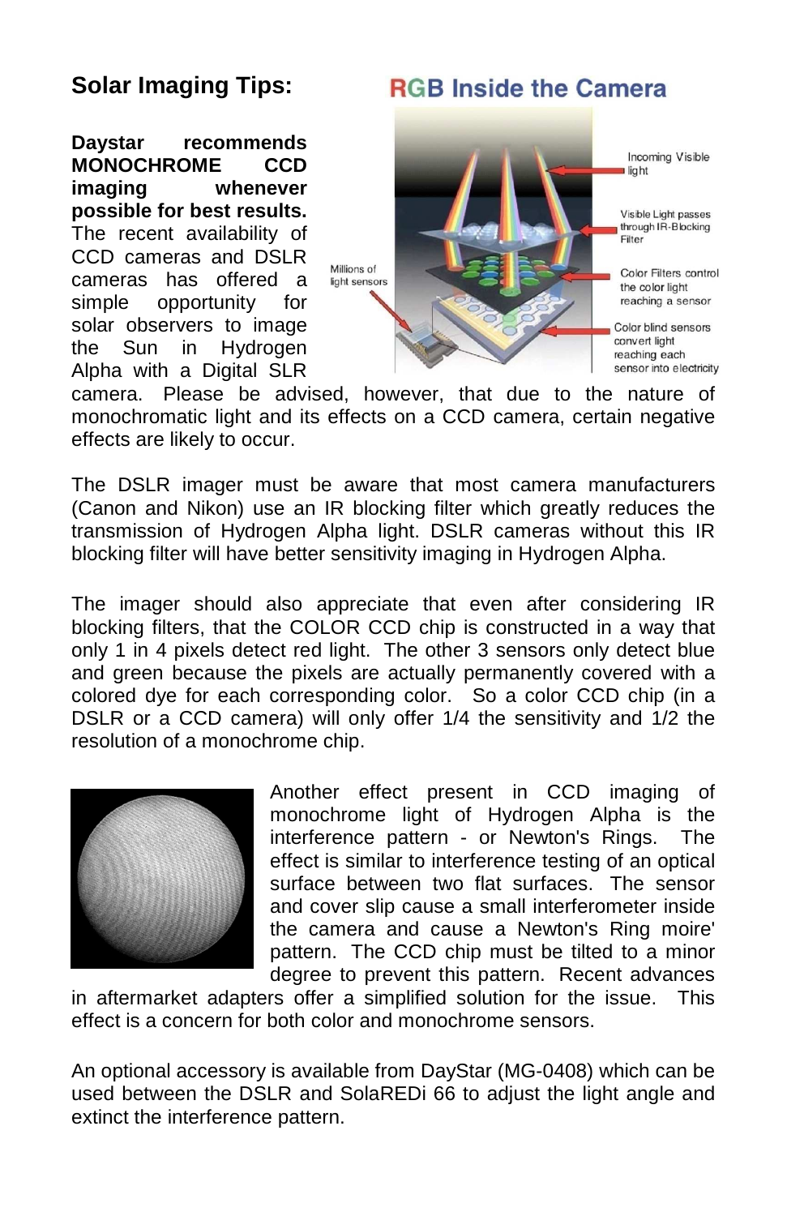## Solar Imaging Tips:

**Daystar recommends MONOCHROME CCD imaging whenever possible for best results.** The recent availability of CCD cameras and DSLR cameras has offered a simple opportunity for solar observers to image the Sun in Hydrogen Alpha with a Digital SLR camera. Please be advised, however, that due to the nature of monochromatic light and its effects on a CCD camera, certain negative effects are likely to occur.

The DSLR imager must be aware that most camera manufacturers (Canon and Nikon) use an IR blocking filter which greatly reduces the transmission of Hydrogen Alpha light. DSLR cameras without this IR blocking filter will have better sensitivity imaging in Hydrogen Alpha.

The imager should also appreciate that even after considering IR blocking filters, that the COLOR CCD chip is constructed in a way that only 1 in 4 pixels detect red light. The other 3 sensors only detect blue and green because the pixels are actually permanently covered with a colored dye for each corresponding color. So a color CCD chip (in a DSLR or a CCD camera) will only offer 1/4 the sensitivity and 1/2 the resolution of a monochrome chip.

Another effect present in CCD imaging of monochrome light of Hydrogen Alpha is the interference pattern - or Newton's Rings. The effect is similar to interference testing of an optical surface between two flat surfaces. The sensor and cover slip cause a small interferometer inside the camera and cause a Newton's Ring moire' pattern. The CCD chip must be tilted to a minor degree to prevent this pattern. Recent advances in aftermarket adapters offer a simplified solution for the issue. This effect is a concern for both color and monochrome sensors.

An optional accessory is available from DayStar (MG-0408) which can be used between the DSLR and SolaREDi 66 to adjust the light angle and extinct the interference pattern.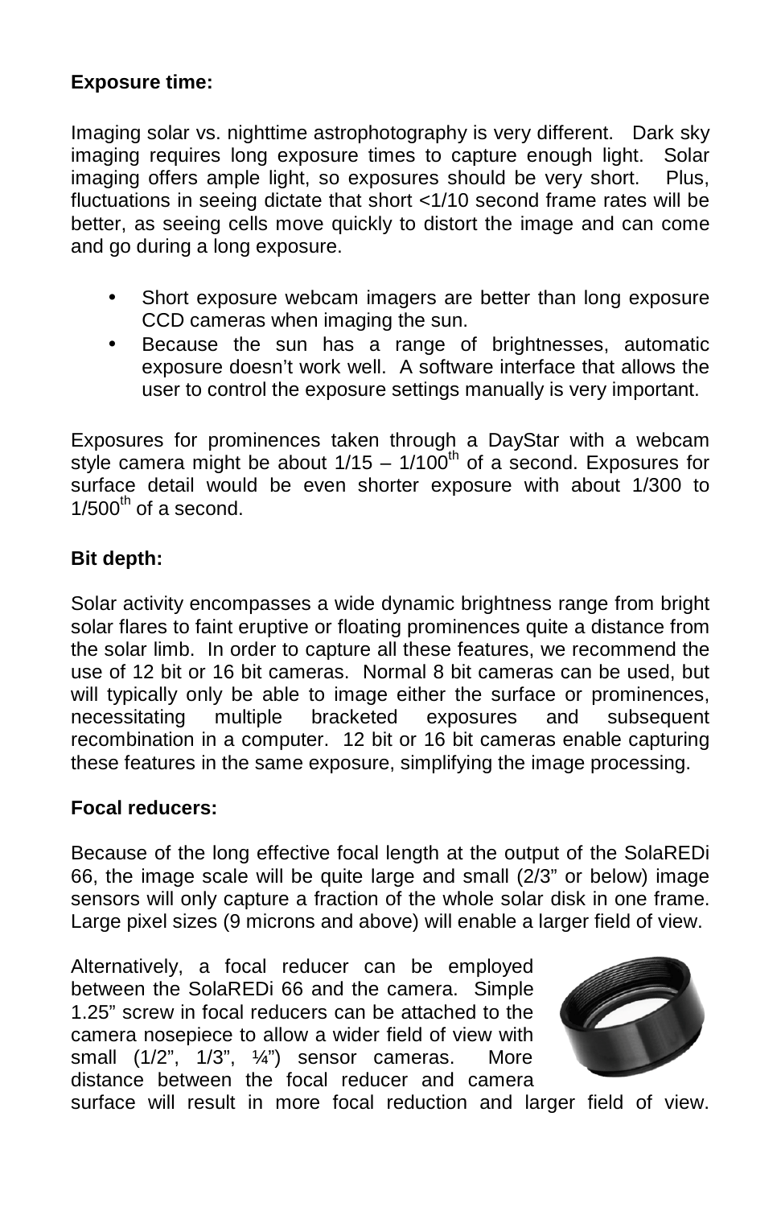**Exposure time:**

Imaging solar vs. nighttime astrophotography is very different. Dark sky imaging requires long exposure times to capture enough light. Solar imaging offers ample light, so exposures should be very short. Plus, fluctuations in seeing dictate that short <1/10 second frame rates will be better, as seeing cells move quickly to distort the image and can come and go during a long exposure.

- Short exposure webcam imagers are better than long exposure CCD cameras when imaging the sun.
- Because the sun has a range of brightnesses, automatic exposure doesn't work well. A software interface that allows the user to control the exposure settings manually is very important.

Exposures for prominences taken through a DayStar with a webcam style camera might be about 1/15 – 1/100$^{th}$ of a second. Exposures for surface detail would be even shorter exposure with about 1/300 to 1/500$^{th}$ of a second.

**Bit depth:**

Solar activity encompasses a wide dynamic brightness range from bright solar flares to faint eruptive or floating prominences quite a distance from the solar limb. In order to capture all these features, we recommend the use of 12 bit or 16 bit cameras. Normal 8 bit cameras can be used, but will typically only be able to image either the surface or prominences, necessitating multiple bracketed exposures and subsequent recombination in a computer. 12 bit or 16 bit cameras enable capturing these features in the same exposure, simplifying the image processing.

**Focal reducers:**

Because of the long effective focal length at the output of the SolaREDi 66, the image scale will be quite large and small (2/3" or below) image sensors will only capture a fraction of the whole solar disk in one frame. Large pixel sizes (9 microns and above) will enable a larger field of view.

Alternatively, a focal reducer can be employed between the SolaREDi 66 and the camera. Simple 1.25" screw in focal reducers can be attached to the camera nosepiece to allow a wider field of view with small (1/2", 1/3", ¼") sensor cameras. More distance between the focal reducer and camera surface will result in more focal reduction and larger field of view.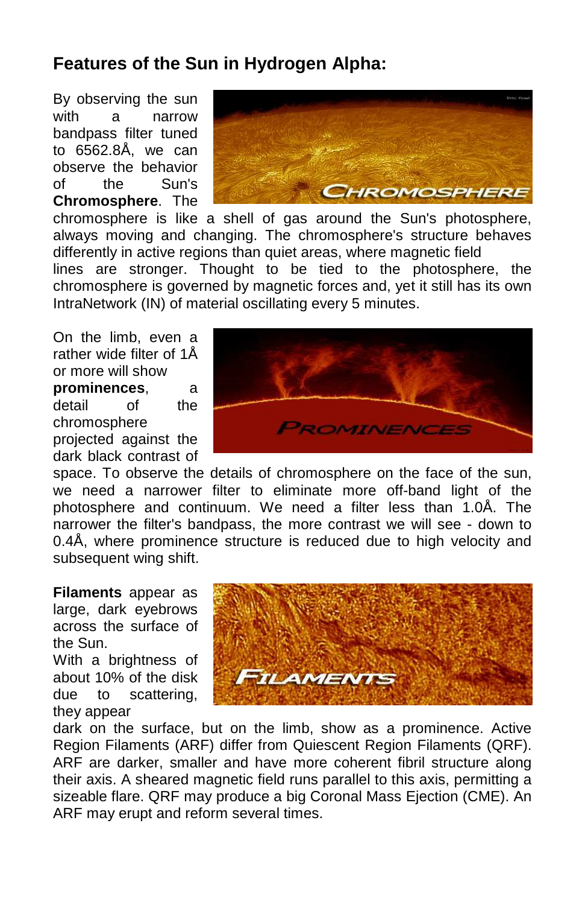## Features of the Sun in Hydrogen Alpha:

By observing the sun with a narrow bandpass filter tuned to 6562.8Å, we can observe the behavior of the Sun's **Chromosphere**. The chromosphere is like a shell of gas around the Sun's photosphere, always moving and changing. The chromosphere's structure behaves differently in active regions than quiet areas, where magnetic field lines are stronger. Thought to be tied to the photosphere, the chromosphere is governed by magnetic forces and, yet it still has its own IntraNetwork (IN) of material oscillating every 5 minutes.

On the limb, even a rather wide filter of 1Å or more will show **prominences**, a detail of the chromosphere projected against the dark black contrast of space. To observe the details of chromosphere on the face of the sun, we need a narrower filter to eliminate more off-band light of the photosphere and continuum. We need a filter less than 1.0Å. The narrower the filter's bandpass, the more contrast we will see - down to 0.4Å, where prominence structure is reduced due to high velocity and subsequent wing shift.

**Filaments** appear as large, dark eyebrows across the surface of the Sun. With a brightness of about 10% of the disk due to scattering, they appear dark on the surface, but on the limb, show as a prominence. Active Region Filaments (ARF) differ from Quiescent Region Filaments (QRF). ARF are darker, smaller and have more coherent fibril structure along their axis. A sheared magnetic field runs parallel to this axis, permitting a sizeable flare. QRF may produce a big Coronal Mass Ejection (CME). An ARF may erupt and reform several times.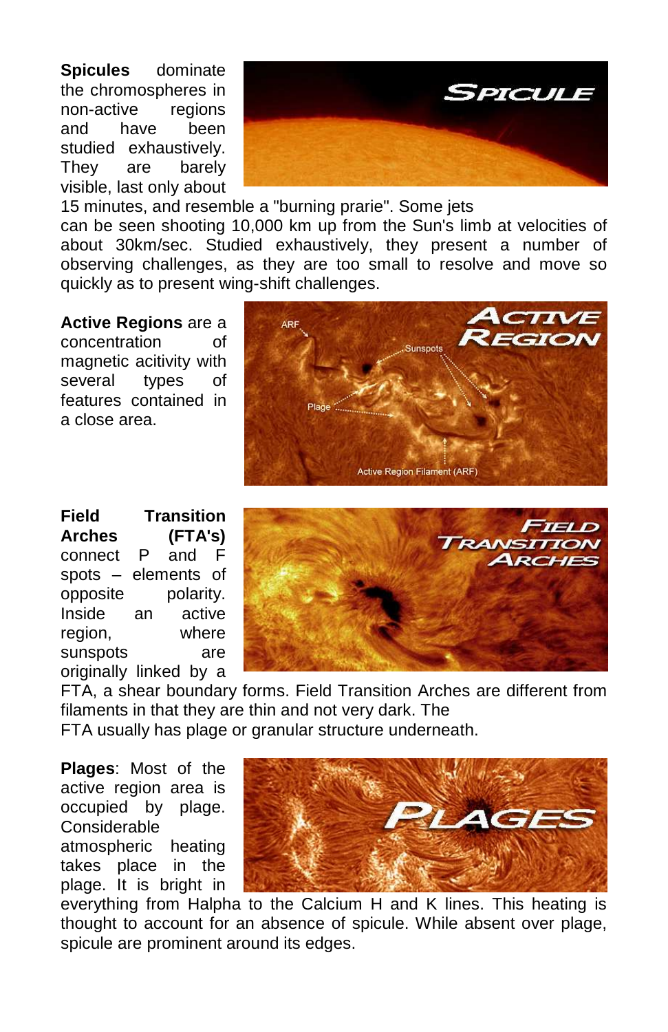**Spicules** dominate the chromospheres in non-active regions and have been studied exhaustively. They are barely visible, last only about 15 minutes, and resemble a "burning prarie". Some jets can be seen shooting 10,000 km up from the Sun's limb at velocities of about 30km/sec. Studied exhaustively, they present a number of observing challenges, as they are too small to resolve and move so quickly as to present wing-shift challenges.

**Active Regions** are a concentration of magnetic acitivity with several types of features contained in a close area.

**Field Transition Arches (FTA's)** connect P and F spots – elements of opposite polarity. Inside an active region, where sunspots are originally linked by a FTA, a shear boundary forms. Field Transition Arches are different from filaments in that they are thin and not very dark. The FTA usually has plage or granular structure underneath.

**Plages**: Most of the active region area is occupied by plage. Considerable atmospheric heating takes place in the plage. It is bright in everything from Halpha to the Calcium H and K lines. This heating is thought to account for an absence of spicule. While absent over plage, spicule are prominent around its edges.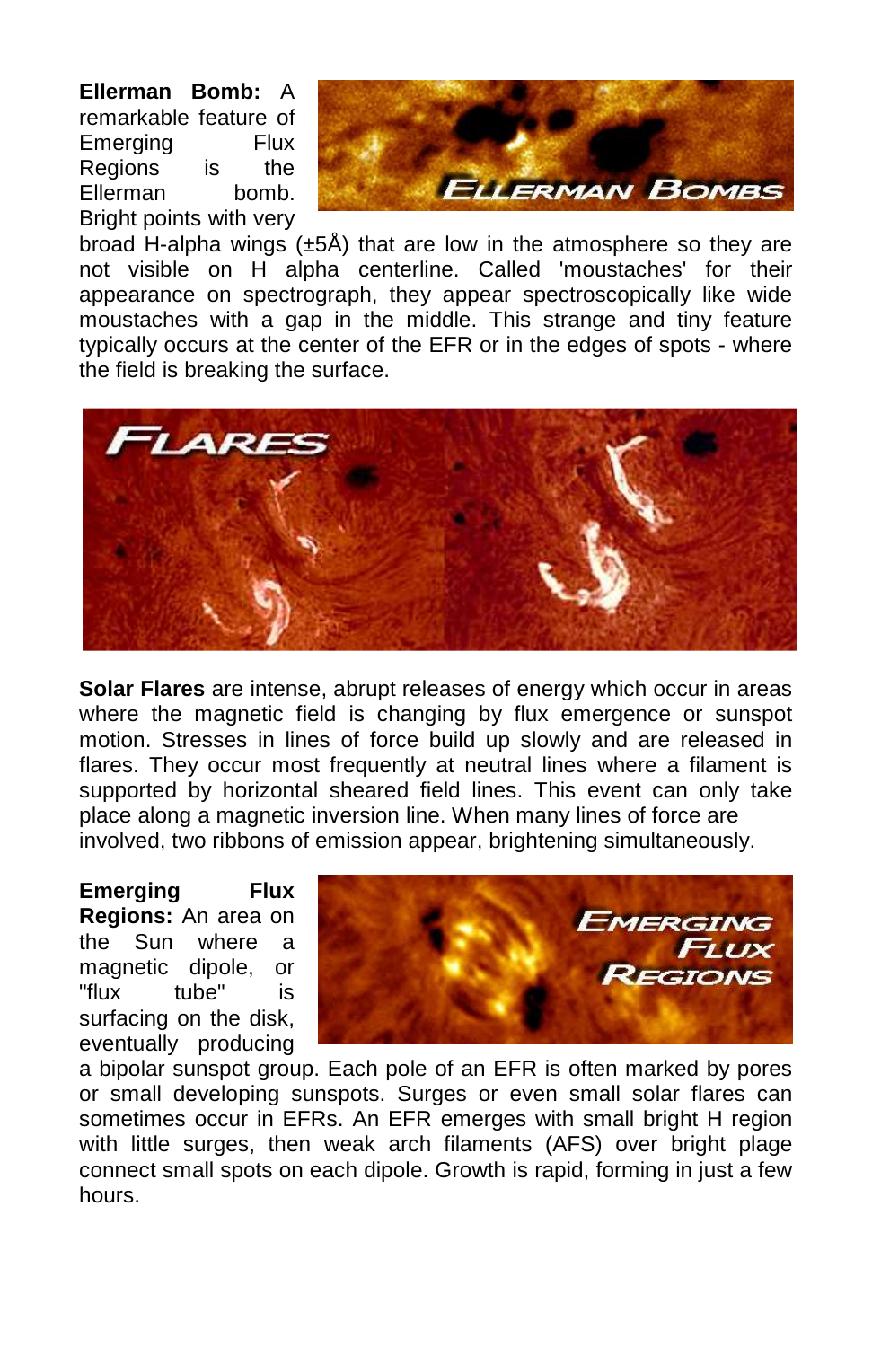**Ellerman Bomb:** A remarkable feature of Emerging Flux Regions is the Ellerman bomb. Bright points with very broad H-alpha wings (±5Å) that are low in the atmosphere so they are not visible on H alpha centerline. Called 'moustaches' for their appearance on spectrograph, they appear spectroscopically like wide moustaches with a gap in the middle. This strange and tiny feature typically occurs at the center of the EFR or in the edges of spots - where the field is breaking the surface.

**Solar Flares** are intense, abrupt releases of energy which occur in areas where the magnetic field is changing by flux emergence or sunspot motion. Stresses in lines of force build up slowly and are released in flares. They occur most frequently at neutral lines where a filament is supported by horizontal sheared field lines. This event can only take place along a magnetic inversion line. When many lines of force are involved, two ribbons of emission appear, brightening simultaneously.

**Emerging Flux Regions:** An area on the Sun where a magnetic dipole, or "flux tube" is surfacing on the disk, eventually producing a bipolar sunspot group. Each pole of an EFR is often marked by pores or small developing sunspots. Surges or even small solar flares can sometimes occur in EFRs. An EFR emerges with small bright H region with little surges, then weak arch filaments (AFS) over bright plage connect small spots on each dipole. Growth is rapid, forming in just a few hours.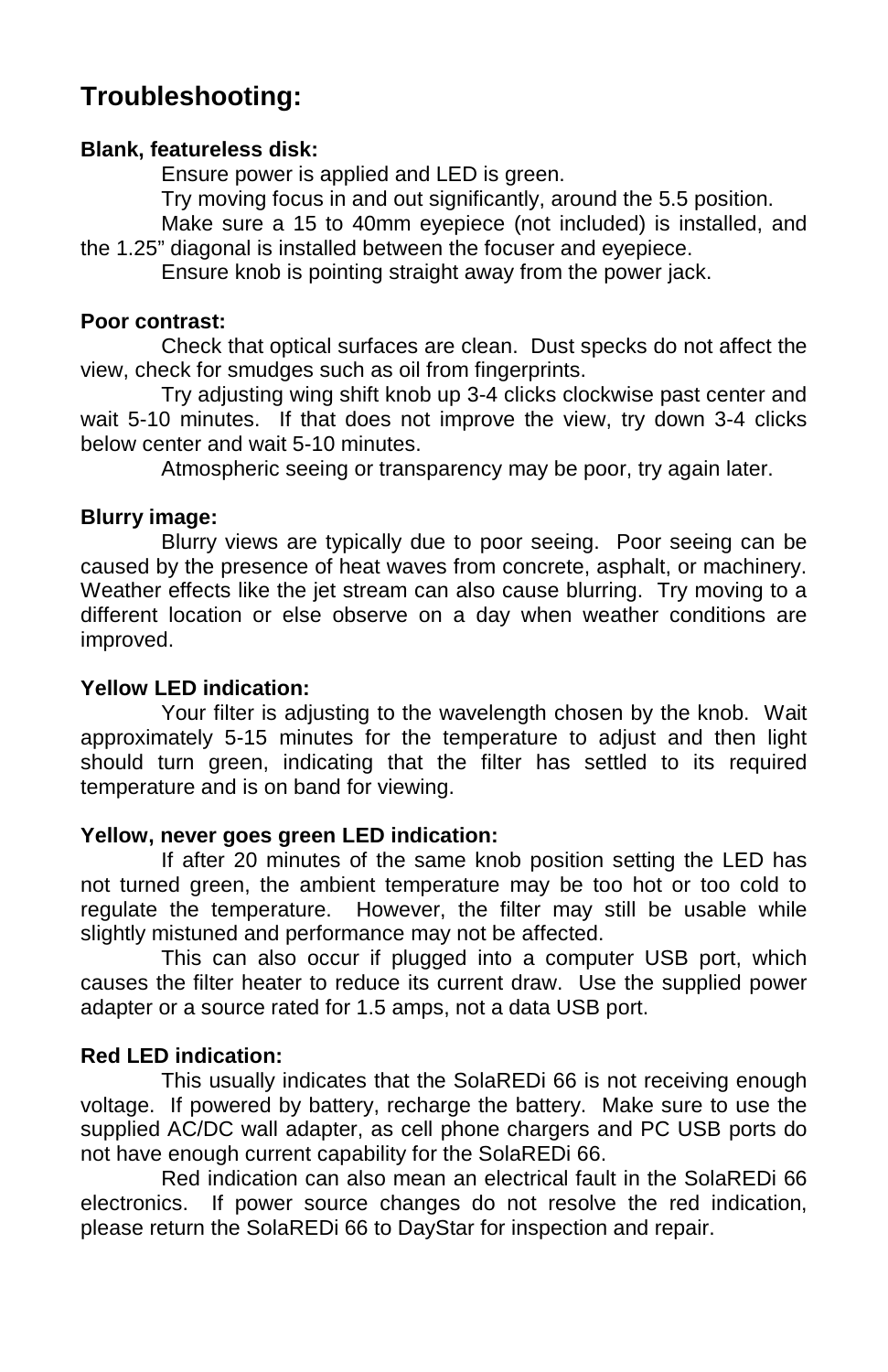# Troubleshooting:

**Blank, featureless disk:**

Ensure power is applied and LED is green.

Try moving focus in and out significantly, around the 5.5 position.

Make sure a 15 to 40mm eyepiece (not included) is installed, and the 1.25" diagonal is installed between the focuser and eyepiece.

Ensure knob is pointing straight away from the power jack.

**Poor contrast:**

Check that optical surfaces are clean. Dust specks do not affect the view, check for smudges such as oil from fingerprints.

Try adjusting wing shift knob up 3-4 clicks clockwise past center and wait 5-10 minutes. If that does not improve the view, try down 3-4 clicks below center and wait 5-10 minutes.

Atmospheric seeing or transparency may be poor, try again later.

**Blurry image:**

Blurry views are typically due to poor seeing. Poor seeing can be caused by the presence of heat waves from concrete, asphalt, or machinery. Weather effects like the jet stream can also cause blurring. Try moving to a different location or else observe on a day when weather conditions are improved.

**Yellow LED indication:**

Your filter is adjusting to the wavelength chosen by the knob. Wait approximately 5-15 minutes for the temperature to adjust and then light should turn green, indicating that the filter has settled to its required temperature and is on band for viewing.

**Yellow, never goes green LED indication:**

If after 20 minutes of the same knob position setting the LED has not turned green, the ambient temperature may be too hot or too cold to regulate the temperature. However, the filter may still be usable while slightly mistuned and performance may not be affected.

This can also occur if plugged into a computer USB port, which causes the filter heater to reduce its current draw. Use the supplied power adapter or a source rated for 1.5 amps, not a data USB port.

**Red LED indication:**

This usually indicates that the SolaREDi 66 is not receiving enough voltage. If powered by battery, recharge the battery. Make sure to use the supplied AC/DC wall adapter, as cell phone chargers and PC USB ports do not have enough current capability for the SolaREDi 66.

Red indication can also mean an electrical fault in the SolaREDi 66 electronics. If power source changes do not resolve the red indication, please return the SolaREDi 66 to DayStar for inspection and repair.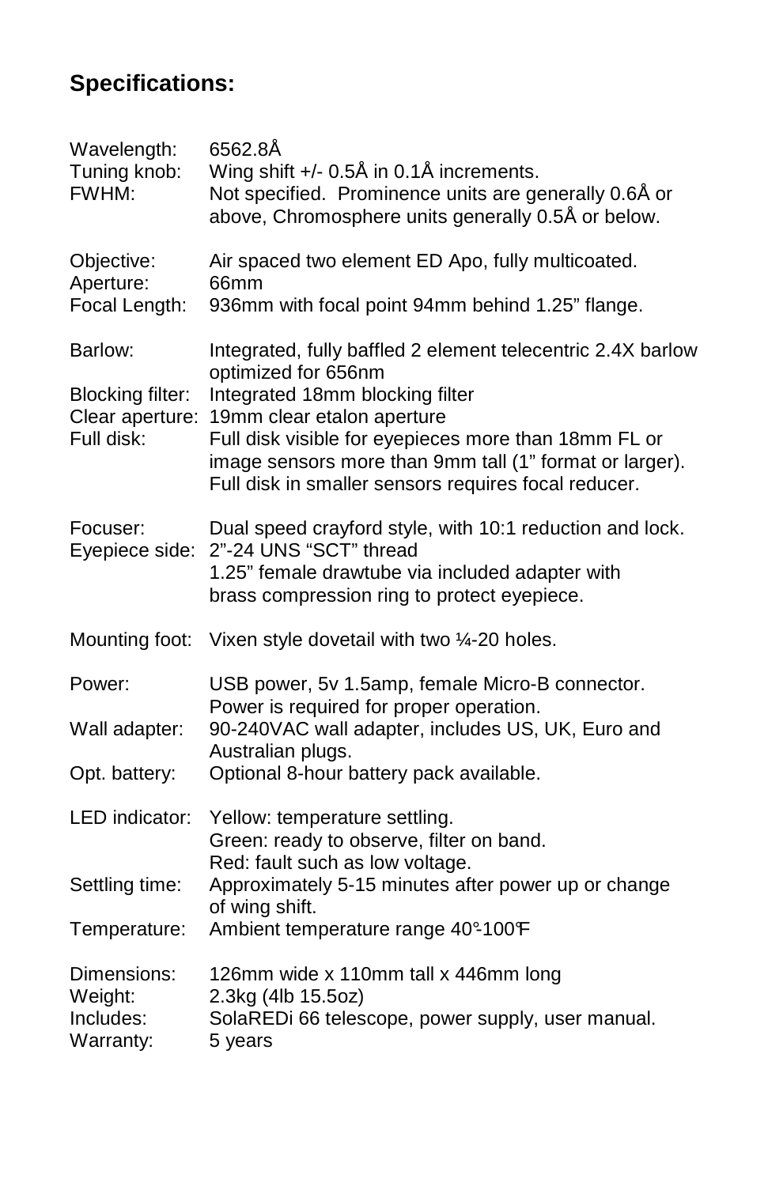## Specifications:

| | |
|---|---|
| Wavelength: | 6562.8Å |
| Tuning knob: | Wing shift +/- 0.5Å in 0.1Å increments. |
| FWHM: | Not specified. Prominence units are generally 0.6Å or above, Chromosphere units generally 0.5Å or below. |
| Objective: | Air spaced two element ED Apo, fully multicoated. |
| Aperture: | 66mm |
| Focal Length: | 936mm with focal point 94mm behind 1.25" flange. |
| Barlow: | Integrated, fully baffled 2 element telecentric 2.4X barlow optimized for 656nm |
| Blocking filter: | Integrated 18mm blocking filter |
| Clear aperture: | 19mm clear etalon aperture |
| Full disk: | Full disk visible for eyepieces more than 18mm FL or image sensors more than 9mm tall (1" format or larger). Full disk in smaller sensors requires focal reducer. |
| Focuser: | Dual speed crayford style, with 10:1 reduction and lock. |
| Eyepiece side: | 2"-24 UNS "SCT" thread<br>1.25" female drawtube via included adapter with brass compression ring to protect eyepiece. |
| Mounting foot: | Vixen style dovetail with two ¼-20 holes. |
| Power: | USB power, 5v 1.5amp, female Micro-B connector. Power is required for proper operation. |
| Wall adapter: | 90-240VAC wall adapter, includes US, UK, Euro and Australian plugs. |
| Opt. battery: | Optional 8-hour battery pack available. |
| LED indicator: | Yellow: temperature settling.<br>Green: ready to observe, filter on band.<br>Red: fault such as low voltage. |
| Settling time: | Approximately 5-15 minutes after power up or change of wing shift. |
| Temperature: | Ambient temperature range 40°-100°F |
| Dimensions: | 126mm wide x 110mm tall x 446mm long |
| Weight: | 2.3kg (4lb 15.5oz) |
| Includes: | SolaREDi 66 telescope, power supply, user manual. |
| Warranty: | 5 years |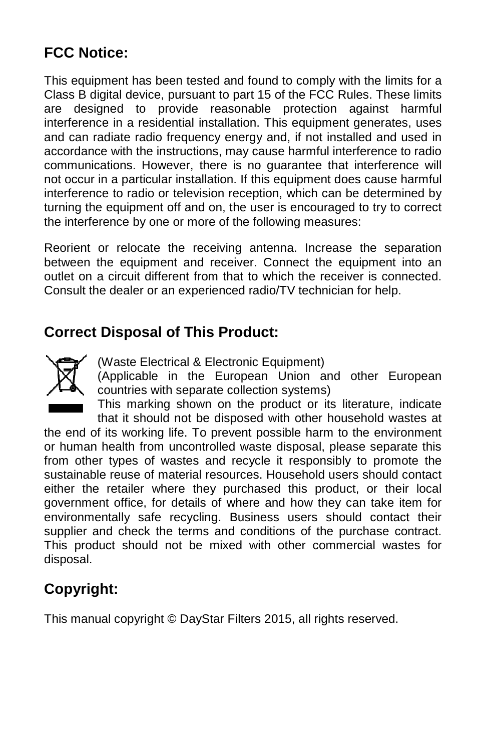## FCC Notice:

This equipment has been tested and found to comply with the limits for a Class B digital device, pursuant to part 15 of the FCC Rules. These limits are designed to provide reasonable protection against harmful interference in a residential installation. This equipment generates, uses and can radiate radio frequency energy and, if not installed and used in accordance with the instructions, may cause harmful interference to radio communications. However, there is no guarantee that interference will not occur in a particular installation. If this equipment does cause harmful interference to radio or television reception, which can be determined by turning the equipment off and on, the user is encouraged to try to correct the interference by one or more of the following measures:

Reorient or relocate the receiving antenna. Increase the separation between the equipment and receiver. Connect the equipment into an outlet on a circuit different from that to which the receiver is connected. Consult the dealer or an experienced radio/TV technician for help.

## Correct Disposal of This Product:

(Waste Electrical & Electronic Equipment)
(Applicable in the European Union and other European countries with separate collection systems)
This marking shown on the product or its literature, indicate that it should not be disposed with other household wastes at the end of its working life. To prevent possible harm to the environment or human health from uncontrolled waste disposal, please separate this from other types of wastes and recycle it responsibly to promote the sustainable reuse of material resources. Household users should contact either the retailer where they purchased this product, or their local government office, for details of where and how they can take item for environmentally safe recycling. Business users should contact their supplier and check the terms and conditions of the purchase contract. This product should not be mixed with other commercial wastes for disposal.

## Copyright:

This manual copyright © DayStar Filters 2015, all rights reserved.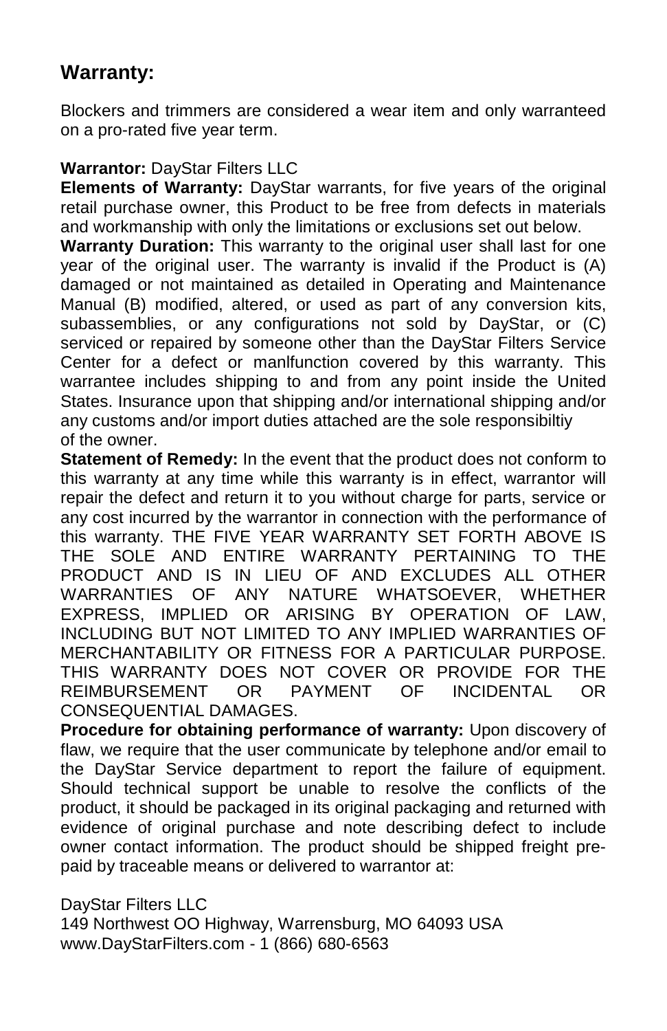## Warranty:

Blockers and trimmers are considered a wear item and only warranteed on a pro-rated five year term.

**Warrantor:** DayStar Filters LLC
**Elements of Warranty:** DayStar warrants, for five years of the original retail purchase owner, this Product to be free from defects in materials and workmanship with only the limitations or exclusions set out below.
**Warranty Duration:** This warranty to the original user shall last for one year of the original user. The warranty is invalid if the Product is (A) damaged or not maintained as detailed in Operating and Maintenance Manual (B) modified, altered, or used as part of any conversion kits, subassemblies, or any configurations not sold by DayStar, or (C) serviced or repaired by someone other than the DayStar Filters Service Center for a defect or manlfunction covered by this warranty. This warrantee includes shipping to and from any point inside the United States. Insurance upon that shipping and/or international shipping and/or any customs and/or import duties attached are the sole responsibiltiy of the owner.
**Statement of Remedy:** In the event that the product does not conform to this warranty at any time while this warranty is in effect, warrantor will repair the defect and return it to you without charge for parts, service or any cost incurred by the warrantor in connection with the performance of this warranty. THE FIVE YEAR WARRANTY SET FORTH ABOVE IS THE SOLE AND ENTIRE WARRANTY PERTAINING TO THE PRODUCT AND IS IN LIEU OF AND EXCLUDES ALL OTHER WARRANTIES OF ANY NATURE WHATSOEVER, WHETHER EXPRESS, IMPLIED OR ARISING BY OPERATION OF LAW, INCLUDING BUT NOT LIMITED TO ANY IMPLIED WARRANTIES OF MERCHANTABILITY OR FITNESS FOR A PARTICULAR PURPOSE. THIS WARRANTY DOES NOT COVER OR PROVIDE FOR THE REIMBURSEMENT OR PAYMENT OF INCIDENTAL OR CONSEQUENTIAL DAMAGES.
**Procedure for obtaining performance of warranty:** Upon discovery of flaw, we require that the user communicate by telephone and/or email to the DayStar Service department to report the failure of equipment. Should technical support be unable to resolve the conflicts of the product, it should be packaged in its original packaging and returned with evidence of original purchase and note describing defect to include owner contact information. The product should be shipped freight pre-paid by traceable means or delivered to warrantor at:

DayStar Filters LLC
149 Northwest OO Highway, Warrensburg, MO 64093 USA
www.DayStarFilters.com - 1 (866) 680-6563